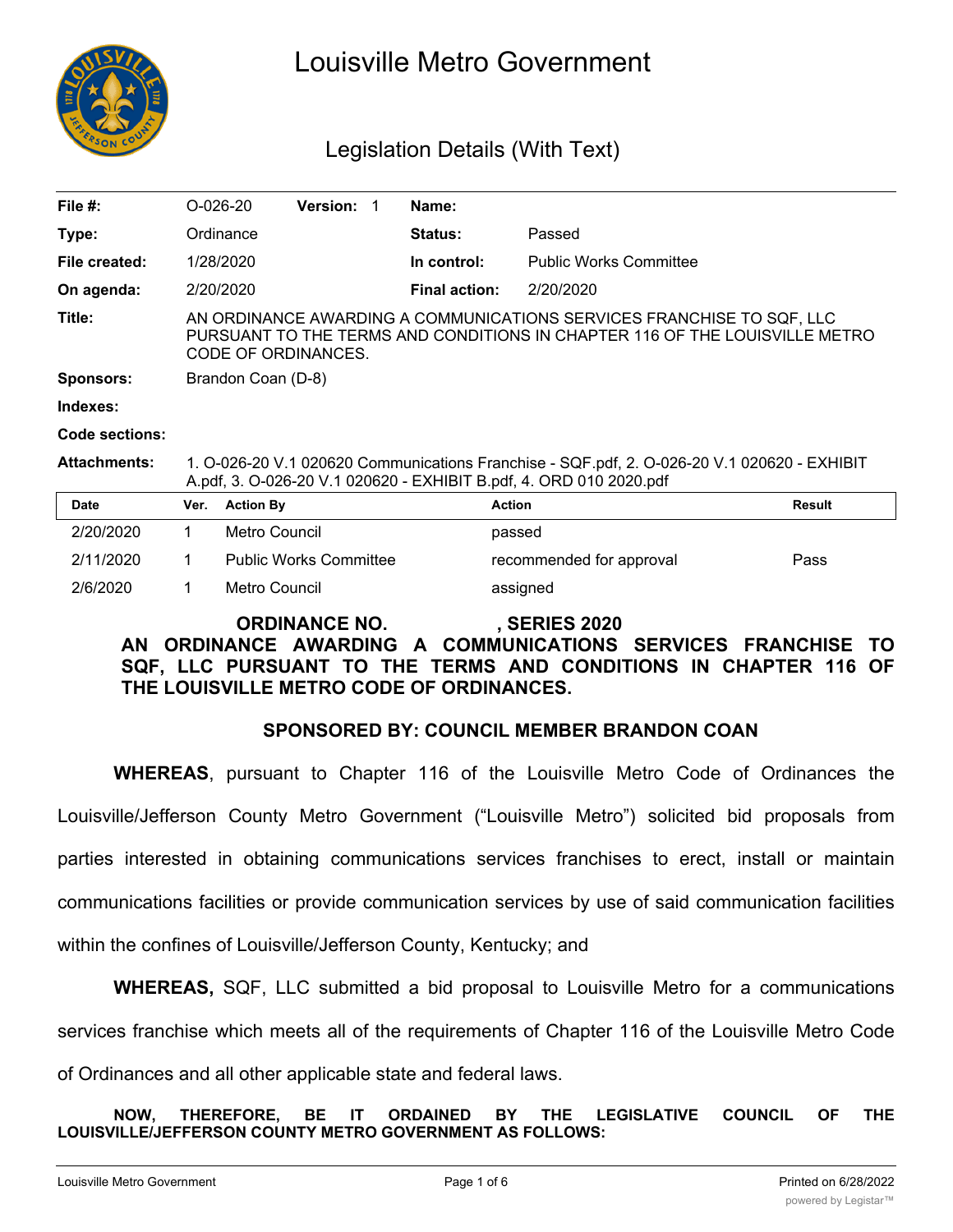# Louisville Metro Government

## Legislation Details (With Text)

| | | | |
|---|---|---|---|
| **File #:** | O-026-20 **Version:** 1 | **Name:** | |
| **Type:** | Ordinance | **Status:** | Passed |
| **File created:** | 1/28/2020 | **In control:** | Public Works Committee |
| **On agenda:** | 2/20/2020 | **Final action:** | 2/20/2020 |
| **Title:** | AN ORDINANCE AWARDING A COMMUNICATIONS SERVICES FRANCHISE TO SQF, LLC PURSUANT TO THE TERMS AND CONDITIONS IN CHAPTER 116 OF THE LOUISVILLE METRO CODE OF ORDINANCES. | | |
| **Sponsors:** | Brandon Coan (D-8) | | |
| **Indexes:** | | | |
| **Code sections:** | | | |
| **Attachments:** | 1. O-026-20 V.1 020620 Communications Franchise - SQF.pdf, 2. O-026-20 V.1 020620 - EXHIBIT A.pdf, 3. O-026-20 V.1 020620 - EXHIBIT B.pdf, 4. ORD 010 2020.pdf | | |

| Date | Ver. | Action By | Action | Result |
|---|---|---|---|---|
| 2/20/2020 | 1 | Metro Council | passed | |
| 2/11/2020 | 1 | Public Works Committee | recommended for approval | Pass |
| 2/6/2020 | 1 | Metro Council | assigned | |

**ORDINANCE NO. , SERIES 2020**

**AN ORDINANCE AWARDING A COMMUNICATIONS SERVICES FRANCHISE TO SQF, LLC PURSUANT TO THE TERMS AND CONDITIONS IN CHAPTER 116 OF THE LOUISVILLE METRO CODE OF ORDINANCES.**

**SPONSORED BY: COUNCIL MEMBER BRANDON COAN**

**WHEREAS**, pursuant to Chapter 116 of the Louisville Metro Code of Ordinances the Louisville/Jefferson County Metro Government ("Louisville Metro") solicited bid proposals from parties interested in obtaining communications services franchises to erect, install or maintain communications facilities or provide communication services by use of said communication facilities within the confines of Louisville/Jefferson County, Kentucky; and

**WHEREAS,** SQF, LLC submitted a bid proposal to Louisville Metro for a communications services franchise which meets all of the requirements of Chapter 116 of the Louisville Metro Code of Ordinances and all other applicable state and federal laws.

**NOW, THEREFORE, BE IT ORDAINED BY THE LEGISLATIVE COUNCIL OF THE LOUISVILLE/JEFFERSON COUNTY METRO GOVERNMENT AS FOLLOWS:**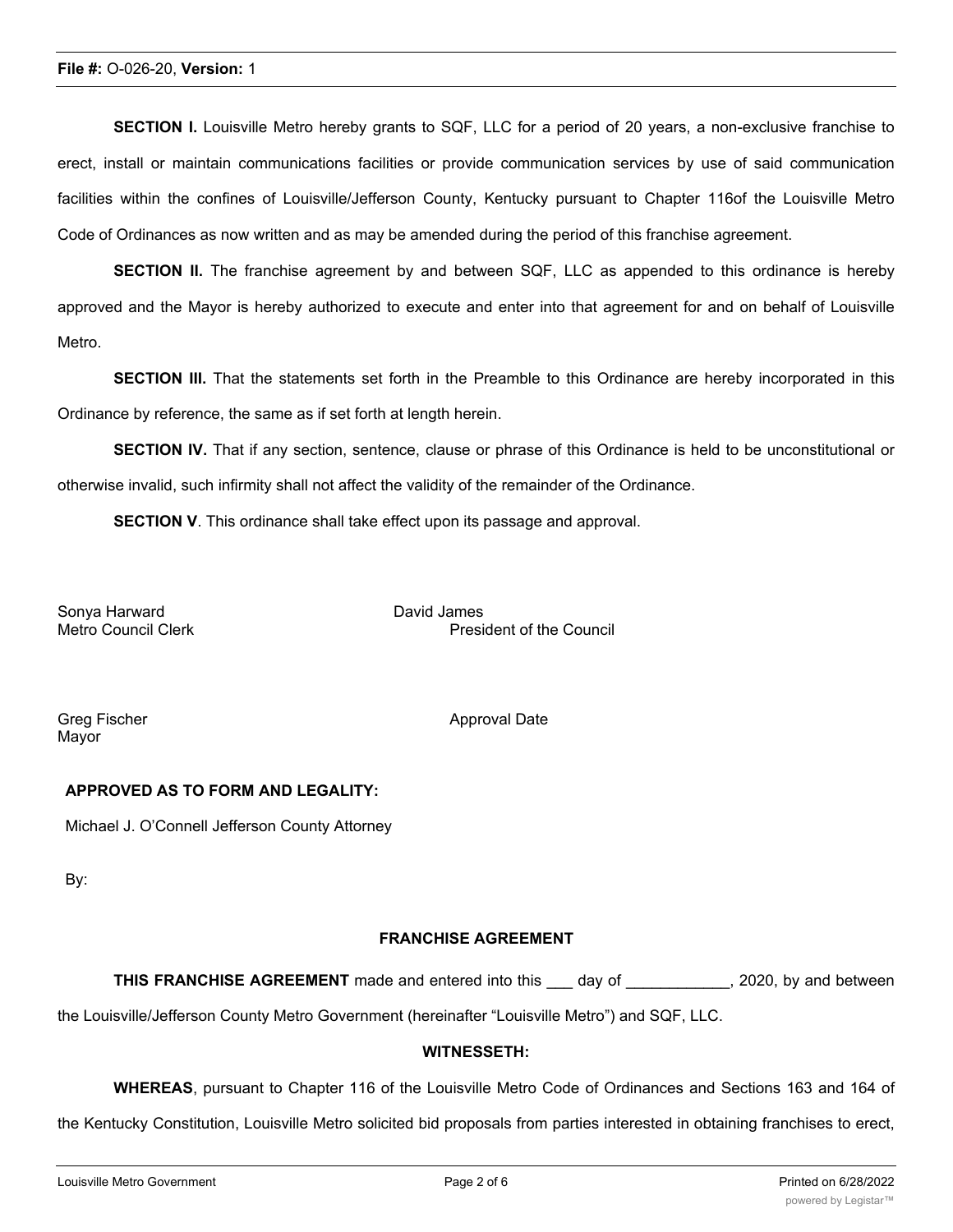**SECTION I.** Louisville Metro hereby grants to SQF, LLC for a period of 20 years, a non-exclusive franchise to erect, install or maintain communications facilities or provide communication services by use of said communication facilities within the confines of Louisville/Jefferson County, Kentucky pursuant to Chapter 116of the Louisville Metro Code of Ordinances as now written and as may be amended during the period of this franchise agreement.

**SECTION II.** The franchise agreement by and between SQF, LLC as appended to this ordinance is hereby approved and the Mayor is hereby authorized to execute and enter into that agreement for and on behalf of Louisville Metro.

**SECTION III.** That the statements set forth in the Preamble to this Ordinance are hereby incorporated in this Ordinance by reference, the same as if set forth at length herein.

**SECTION IV.** That if any section, sentence, clause or phrase of this Ordinance is held to be unconstitutional or otherwise invalid, such infirmity shall not affect the validity of the remainder of the Ordinance.

**SECTION V**. This ordinance shall take effect upon its passage and approval.

Sonya Harward
Metro Council Clerk

David James
President of the Council

Greg Fischer
Mayor

Approval Date

**APPROVED AS TO FORM AND LEGALITY:**

Michael J. O'Connell Jefferson County Attorney

By:

**FRANCHISE AGREEMENT**

**THIS FRANCHISE AGREEMENT** made and entered into this ___ day of ____________, 2020, by and between the Louisville/Jefferson County Metro Government (hereinafter "Louisville Metro") and SQF, LLC.

**WITNESSETH:**

**WHEREAS**, pursuant to Chapter 116 of the Louisville Metro Code of Ordinances and Sections 163 and 164 of the Kentucky Constitution, Louisville Metro solicited bid proposals from parties interested in obtaining franchises to erect,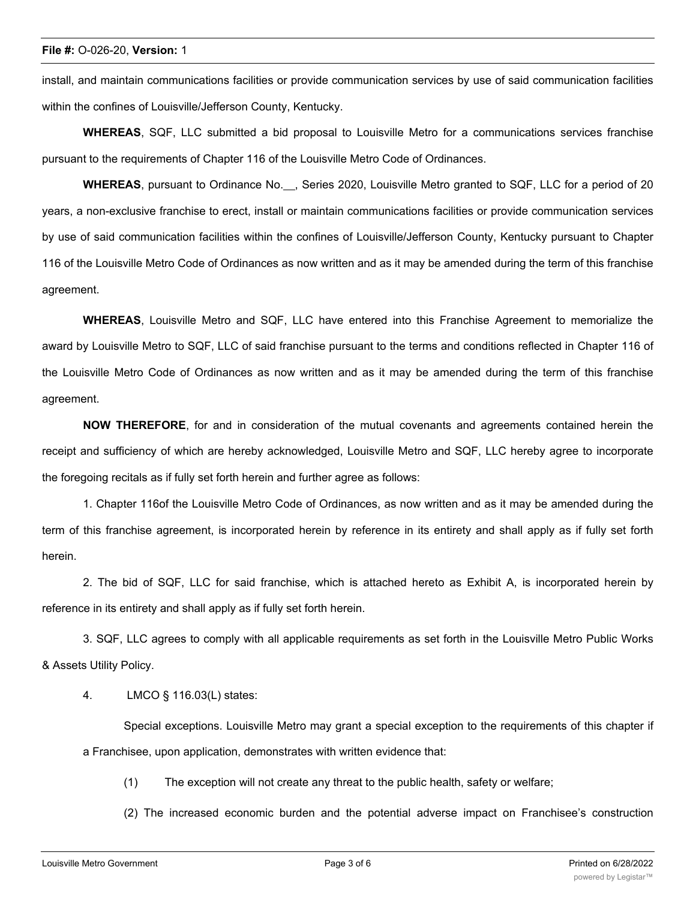install, and maintain communications facilities or provide communication services by use of said communication facilities within the confines of Louisville/Jefferson County, Kentucky.

**WHEREAS**, SQF, LLC submitted a bid proposal to Louisville Metro for a communications services franchise pursuant to the requirements of Chapter 116 of the Louisville Metro Code of Ordinances.

**WHEREAS**, pursuant to Ordinance No.__, Series 2020, Louisville Metro granted to SQF, LLC for a period of 20 years, a non-exclusive franchise to erect, install or maintain communications facilities or provide communication services by use of said communication facilities within the confines of Louisville/Jefferson County, Kentucky pursuant to Chapter 116 of the Louisville Metro Code of Ordinances as now written and as it may be amended during the term of this franchise agreement.

**WHEREAS**, Louisville Metro and SQF, LLC have entered into this Franchise Agreement to memorialize the award by Louisville Metro to SQF, LLC of said franchise pursuant to the terms and conditions reflected in Chapter 116 of the Louisville Metro Code of Ordinances as now written and as it may be amended during the term of this franchise agreement.

**NOW THEREFORE**, for and in consideration of the mutual covenants and agreements contained herein the receipt and sufficiency of which are hereby acknowledged, Louisville Metro and SQF, LLC hereby agree to incorporate the foregoing recitals as if fully set forth herein and further agree as follows:

1. Chapter 116of the Louisville Metro Code of Ordinances, as now written and as it may be amended during the term of this franchise agreement, is incorporated herein by reference in its entirety and shall apply as if fully set forth herein.

2. The bid of SQF, LLC for said franchise, which is attached hereto as Exhibit A, is incorporated herein by reference in its entirety and shall apply as if fully set forth herein.

3. SQF, LLC agrees to comply with all applicable requirements as set forth in the Louisville Metro Public Works & Assets Utility Policy.

4. LMCO § 116.03(L) states:

Special exceptions. Louisville Metro may grant a special exception to the requirements of this chapter if a Franchisee, upon application, demonstrates with written evidence that:

(1) The exception will not create any threat to the public health, safety or welfare;

(2) The increased economic burden and the potential adverse impact on Franchisee's construction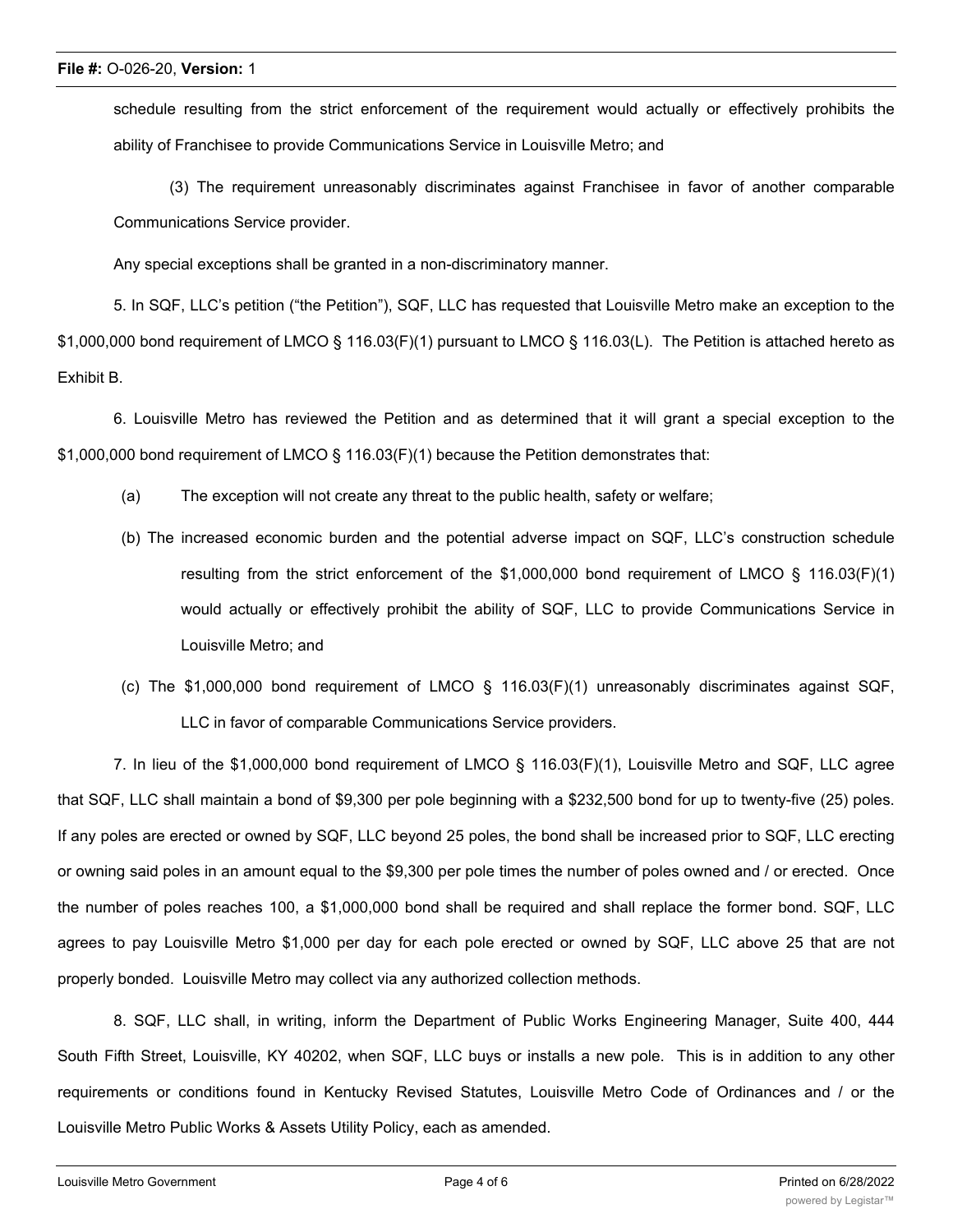schedule resulting from the strict enforcement of the requirement would actually or effectively prohibits the ability of Franchisee to provide Communications Service in Louisville Metro; and

(3) The requirement unreasonably discriminates against Franchisee in favor of another comparable Communications Service provider.

Any special exceptions shall be granted in a non-discriminatory manner.

5. In SQF, LLC's petition ("the Petition"), SQF, LLC has requested that Louisville Metro make an exception to the $1,000,000 bond requirement of LMCO § 116.03(F)(1) pursuant to LMCO § 116.03(L). The Petition is attached hereto as Exhibit B.

6. Louisville Metro has reviewed the Petition and as determined that it will grant a special exception to the $1,000,000 bond requirement of LMCO § 116.03(F)(1) because the Petition demonstrates that:

(a) The exception will not create any threat to the public health, safety or welfare;

(b) The increased economic burden and the potential adverse impact on SQF, LLC's construction schedule resulting from the strict enforcement of the $1,000,000 bond requirement of LMCO § 116.03(F)(1) would actually or effectively prohibit the ability of SQF, LLC to provide Communications Service in Louisville Metro; and

(c) The $1,000,000 bond requirement of LMCO § 116.03(F)(1) unreasonably discriminates against SQF, LLC in favor of comparable Communications Service providers.

7. In lieu of the $1,000,000 bond requirement of LMCO § 116.03(F)(1), Louisville Metro and SQF, LLC agree that SQF, LLC shall maintain a bond of $9,300 per pole beginning with a $232,500 bond for up to twenty-five (25) poles. If any poles are erected or owned by SQF, LLC beyond 25 poles, the bond shall be increased prior to SQF, LLC erecting or owning said poles in an amount equal to the $9,300 per pole times the number of poles owned and / or erected. Once the number of poles reaches 100, a $1,000,000 bond shall be required and shall replace the former bond. SQF, LLC agrees to pay Louisville Metro $1,000 per day for each pole erected or owned by SQF, LLC above 25 that are not properly bonded. Louisville Metro may collect via any authorized collection methods.

8. SQF, LLC shall, in writing, inform the Department of Public Works Engineering Manager, Suite 400, 444 South Fifth Street, Louisville, KY 40202, when SQF, LLC buys or installs a new pole. This is in addition to any other requirements or conditions found in Kentucky Revised Statutes, Louisville Metro Code of Ordinances and / or the Louisville Metro Public Works & Assets Utility Policy, each as amended.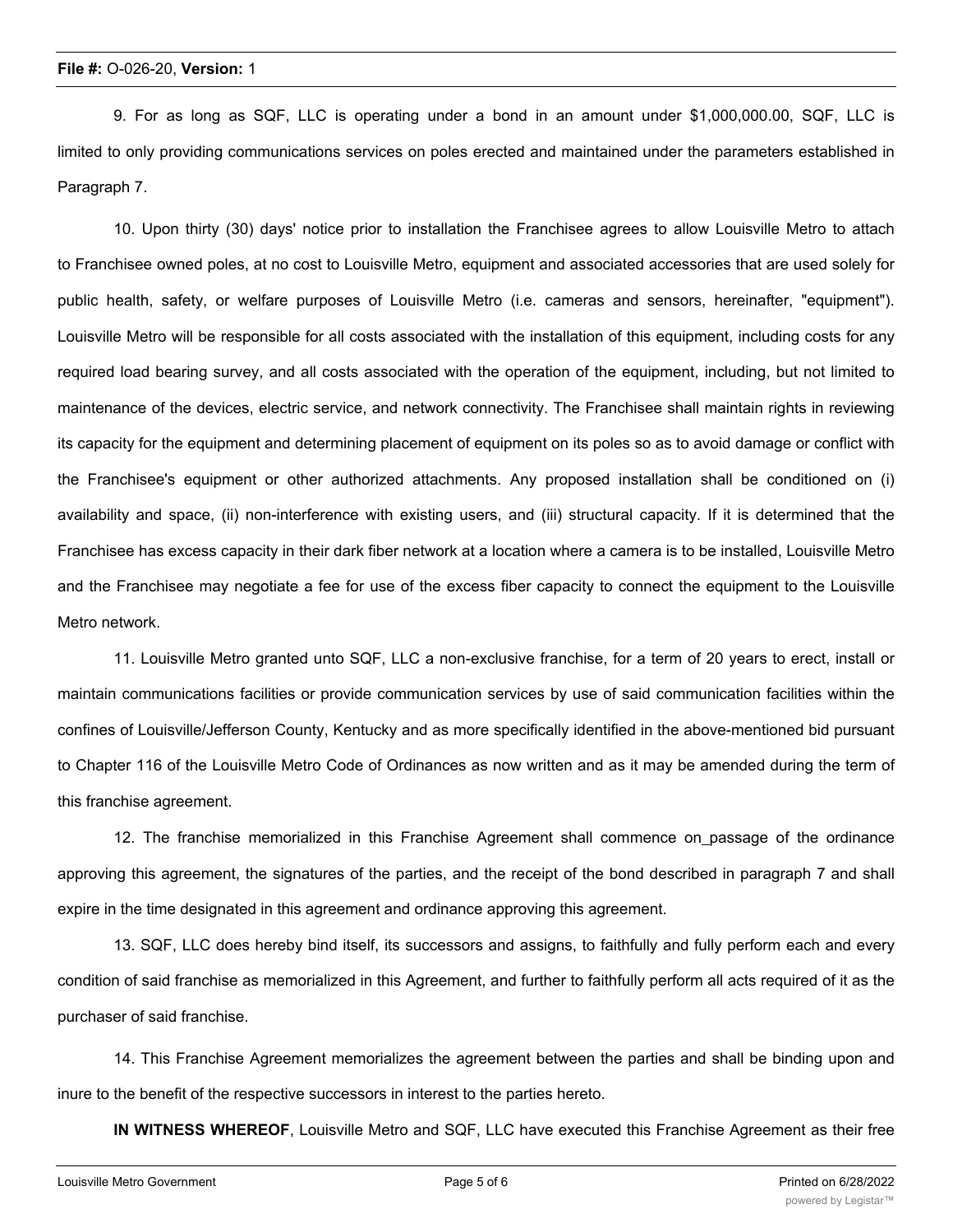9. For as long as SQF, LLC is operating under a bond in an amount under $1,000,000.00, SQF, LLC is limited to only providing communications services on poles erected and maintained under the parameters established in Paragraph 7.

10. Upon thirty (30) days' notice prior to installation the Franchisee agrees to allow Louisville Metro to attach to Franchisee owned poles, at no cost to Louisville Metro, equipment and associated accessories that are used solely for public health, safety, or welfare purposes of Louisville Metro (i.e. cameras and sensors, hereinafter, "equipment"). Louisville Metro will be responsible for all costs associated with the installation of this equipment, including costs for any required load bearing survey, and all costs associated with the operation of the equipment, including, but not limited to maintenance of the devices, electric service, and network connectivity. The Franchisee shall maintain rights in reviewing its capacity for the equipment and determining placement of equipment on its poles so as to avoid damage or conflict with the Franchisee's equipment or other authorized attachments. Any proposed installation shall be conditioned on (i) availability and space, (ii) non-interference with existing users, and (iii) structural capacity. If it is determined that the Franchisee has excess capacity in their dark fiber network at a location where a camera is to be installed, Louisville Metro and the Franchisee may negotiate a fee for use of the excess fiber capacity to connect the equipment to the Louisville Metro network.

11. Louisville Metro granted unto SQF, LLC a non-exclusive franchise, for a term of 20 years to erect, install or maintain communications facilities or provide communication services by use of said communication facilities within the confines of Louisville/Jefferson County, Kentucky and as more specifically identified in the above-mentioned bid pursuant to Chapter 116 of the Louisville Metro Code of Ordinances as now written and as it may be amended during the term of this franchise agreement.

12. The franchise memorialized in this Franchise Agreement shall commence on_passage of the ordinance approving this agreement, the signatures of the parties, and the receipt of the bond described in paragraph 7 and shall expire in the time designated in this agreement and ordinance approving this agreement.

13. SQF, LLC does hereby bind itself, its successors and assigns, to faithfully and fully perform each and every condition of said franchise as memorialized in this Agreement, and further to faithfully perform all acts required of it as the purchaser of said franchise.

14. This Franchise Agreement memorializes the agreement between the parties and shall be binding upon and inure to the benefit of the respective successors in interest to the parties hereto.

**IN WITNESS WHEREOF**, Louisville Metro and SQF, LLC have executed this Franchise Agreement as their free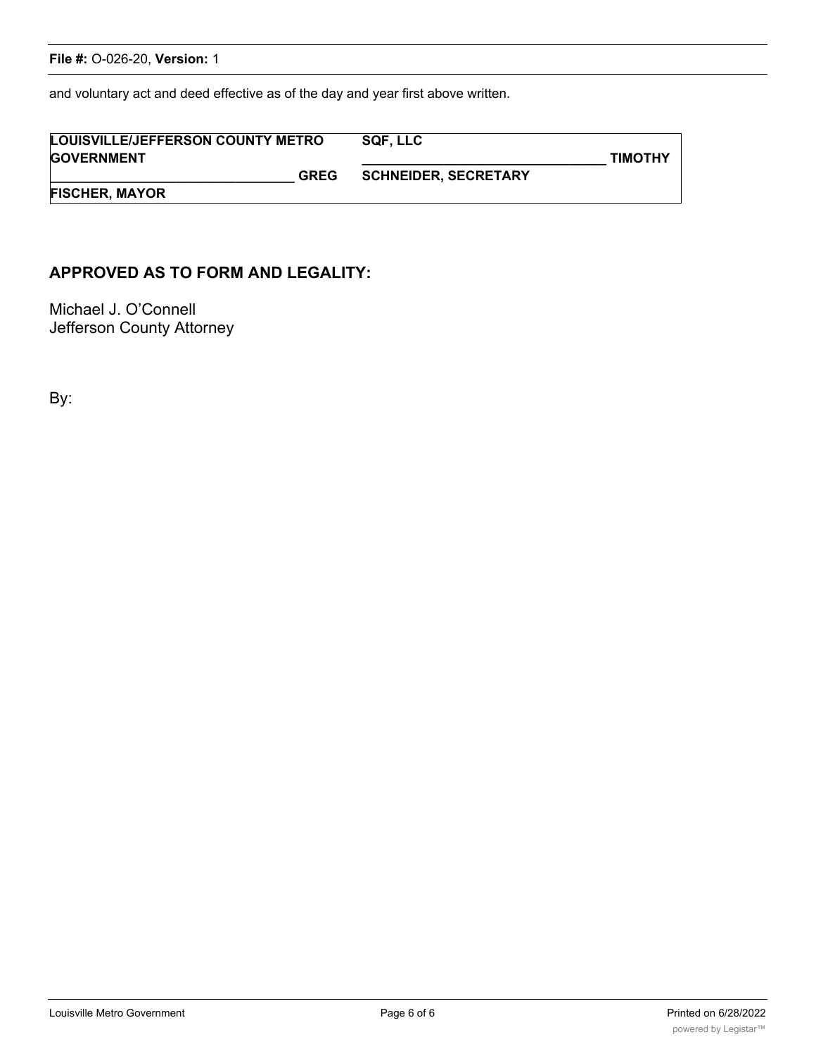and voluntary act and deed effective as of the day and year first above written.

| | |
|---|---|
| **LOUISVILLE/JEFFERSON COUNTY METRO GOVERNMENT** | **SQF, LLC** |
| ______________________________ **GREG FISCHER, MAYOR** | ______________________________ **TIMOTHY SCHNEIDER, SECRETARY** |

## APPROVED AS TO FORM AND LEGALITY:

Michael J. O'Connell
Jefferson County Attorney

By: